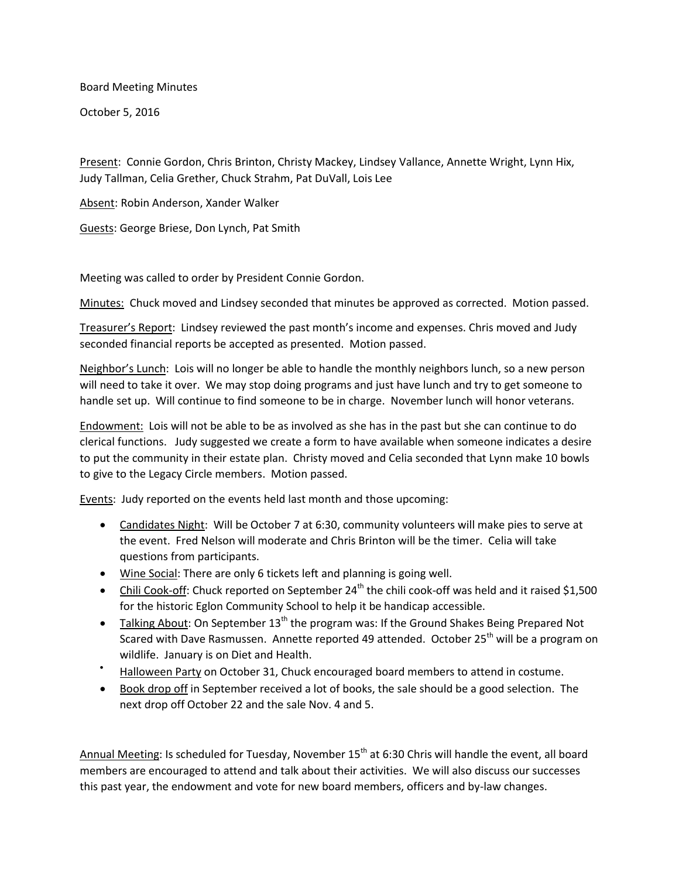Board Meeting Minutes

October 5, 2016

<u>Present</u>: Connie Gordon, Chris Brinton, Christy Mackey, Lindsey Vallance, Annette Wright, Lynn Hix, Judy Tallman, Celia Grether, Chuck Strahm, Pat DuVall, Lois Lee

<u>Absent</u>: Robin Anderson, Xander Walker

<u>Guests</u>: George Briese, Don Lynch, Pat Smith

Meeting was called to order by President Connie Gordon.

<u>Minutes:</u> Chuck moved and Lindsey seconded that minutes be approved as corrected. Motion passed.

<u>Treasurer's Report</u>: Lindsey reviewed the past month's income and expenses. Chris moved and Judy seconded financial reports be accepted as presented. Motion passed.

<u>Neighbor's Lunch</u>: Lois will no longer be able to handle the monthly neighbors lunch, so a new person will need to take it over. We may stop doing programs and just have lunch and try to get someone to handle set up. Will continue to find someone to be in charge. November lunch will honor veterans.

<u>Endowment:</u> Lois will not be able to be as involved as she has in the past but she can continue to do clerical functions. Judy suggested we create a form to have available when someone indicates a desire to put the community in their estate plan. Christy moved and Celia seconded that Lynn make 10 bowls to give to the Legacy Circle members. Motion passed.

<u>Events</u>: Judy reported on the events held last month and those upcoming:

- <u>Candidates Night</u>: Will be October 7 at 6:30, community volunteers will make pies to serve at the event. Fred Nelson will moderate and Chris Brinton will be the timer. Celia will take questions from participants.
- <u>Wine Social</u>: There are only 6 tickets left and planning is going well.
- <u>Chili Cook-off</u>: Chuck reported on September 24th the chili cook-off was held and it raised $1,500 for the historic Eglon Community School to help it be handicap accessible.
- <u>Talking About</u>: On September 13th the program was: If the Ground Shakes Being Prepared Not Scared with Dave Rasmussen. Annette reported 49 attended. October 25th will be a program on wildlife. January is on Diet and Health.
- <u>Halloween Party</u> on October 31, Chuck encouraged board members to attend in costume.
- <u>Book drop off</u> in September received a lot of books, the sale should be a good selection. The next drop off October 22 and the sale Nov. 4 and 5.

<u>Annual Meeting</u>: Is scheduled for Tuesday, November 15th at 6:30 Chris will handle the event, all board members are encouraged to attend and talk about their activities. We will also discuss our successes this past year, the endowment and vote for new board members, officers and by-law changes.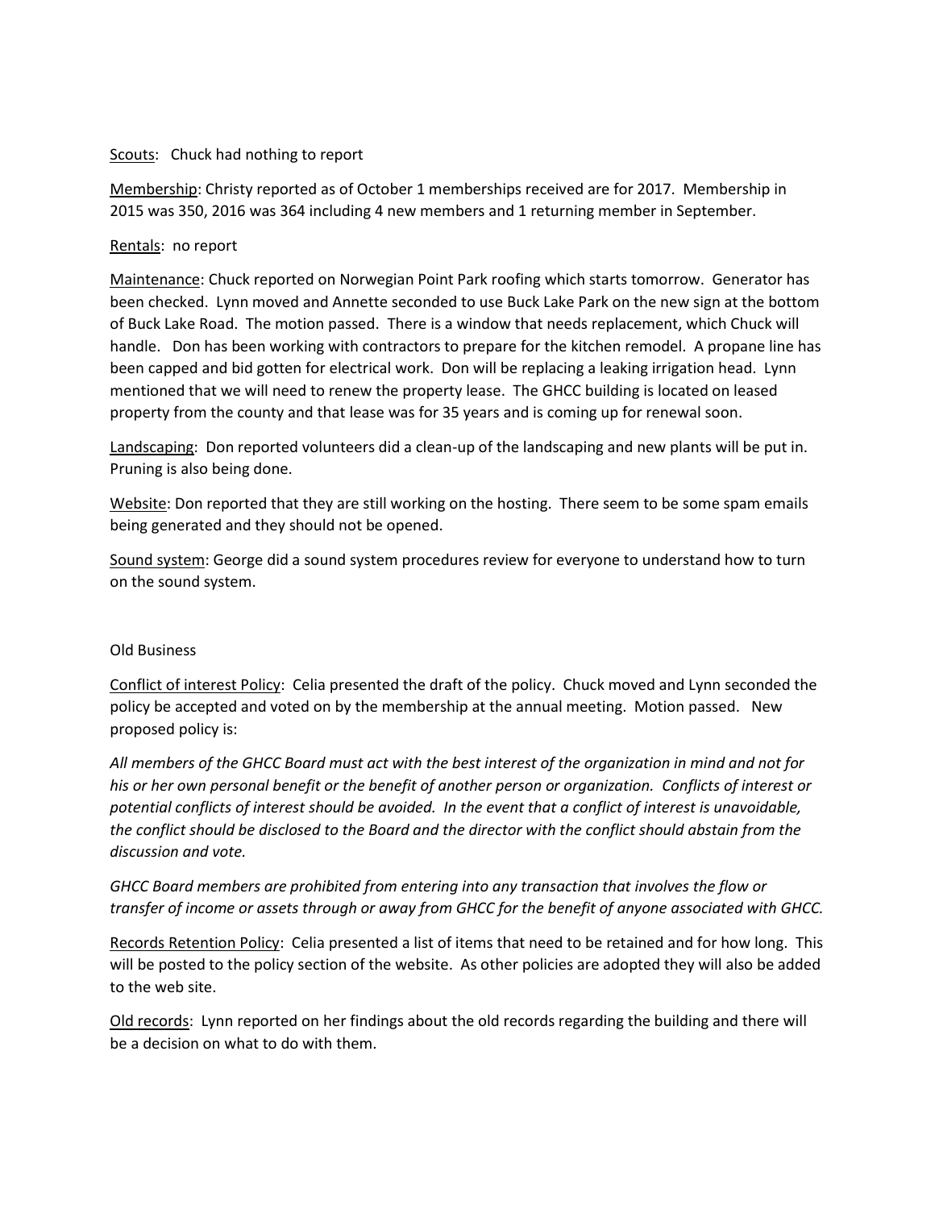Scouts: Chuck had nothing to report

Membership: Christy reported as of October 1 memberships received are for 2017. Membership in 2015 was 350, 2016 was 364 including 4 new members and 1 returning member in September.

Rentals: no report

Maintenance: Chuck reported on Norwegian Point Park roofing which starts tomorrow. Generator has been checked. Lynn moved and Annette seconded to use Buck Lake Park on the new sign at the bottom of Buck Lake Road. The motion passed. There is a window that needs replacement, which Chuck will handle. Don has been working with contractors to prepare for the kitchen remodel. A propane line has been capped and bid gotten for electrical work. Don will be replacing a leaking irrigation head. Lynn mentioned that we will need to renew the property lease. The GHCC building is located on leased property from the county and that lease was for 35 years and is coming up for renewal soon.

Landscaping: Don reported volunteers did a clean-up of the landscaping and new plants will be put in. Pruning is also being done.

Website: Don reported that they are still working on the hosting. There seem to be some spam emails being generated and they should not be opened.

Sound system: George did a sound system procedures review for everyone to understand how to turn on the sound system.

Old Business

Conflict of interest Policy: Celia presented the draft of the policy. Chuck moved and Lynn seconded the policy be accepted and voted on by the membership at the annual meeting. Motion passed. New proposed policy is:

*All members of the GHCC Board must act with the best interest of the organization in mind and not for his or her own personal benefit or the benefit of another person or organization. Conflicts of interest or potential conflicts of interest should be avoided. In the event that a conflict of interest is unavoidable, the conflict should be disclosed to the Board and the director with the conflict should abstain from the discussion and vote.*

*GHCC Board members are prohibited from entering into any transaction that involves the flow or transfer of income or assets through or away from GHCC for the benefit of anyone associated with GHCC.*

Records Retention Policy: Celia presented a list of items that need to be retained and for how long. This will be posted to the policy section of the website. As other policies are adopted they will also be added to the web site.

Old records: Lynn reported on her findings about the old records regarding the building and there will be a decision on what to do with them.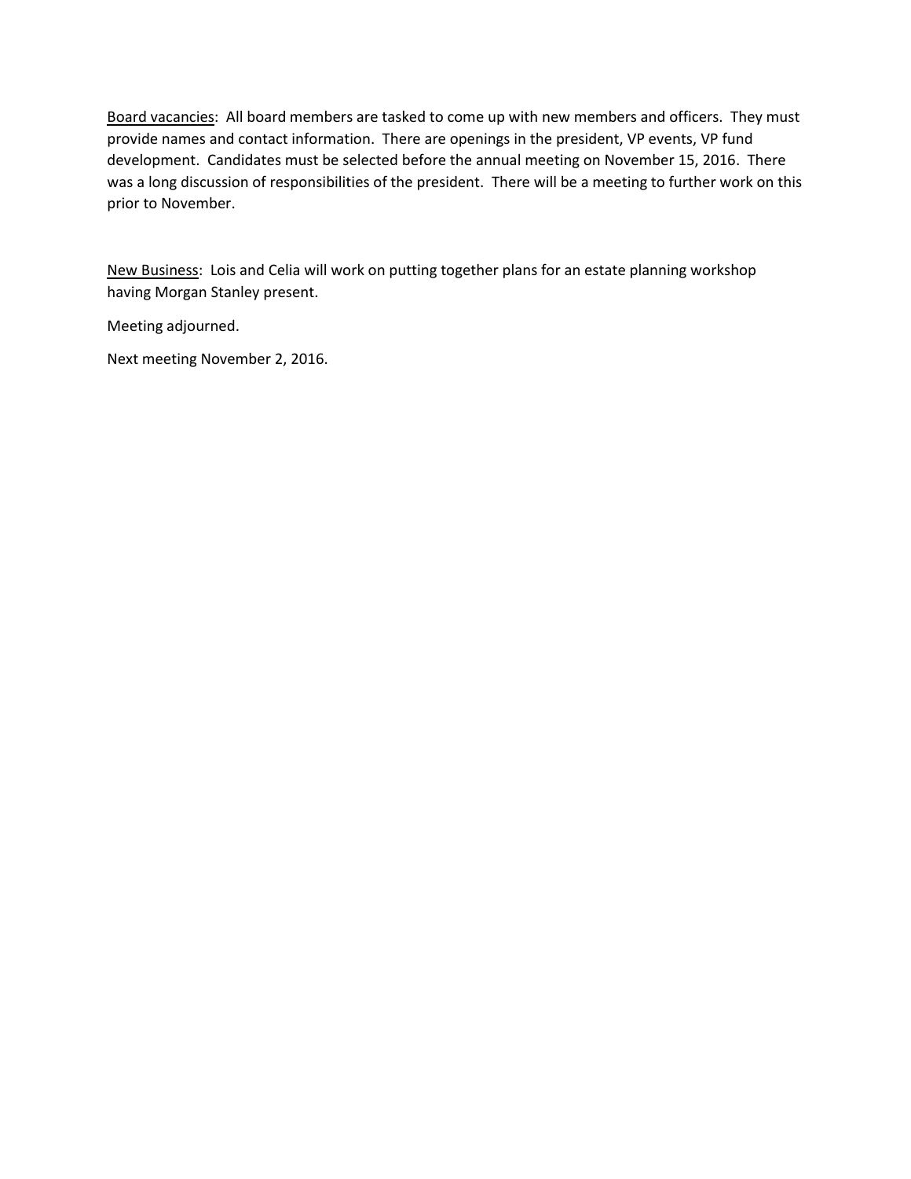<u>Board vacancies</u>: All board members are tasked to come up with new members and officers. They must provide names and contact information. There are openings in the president, VP events, VP fund development. Candidates must be selected before the annual meeting on November 15, 2016. There was a long discussion of responsibilities of the president. There will be a meeting to further work on this prior to November.

<u>New Business</u>: Lois and Celia will work on putting together plans for an estate planning workshop having Morgan Stanley present.

Meeting adjourned.

Next meeting November 2, 2016.